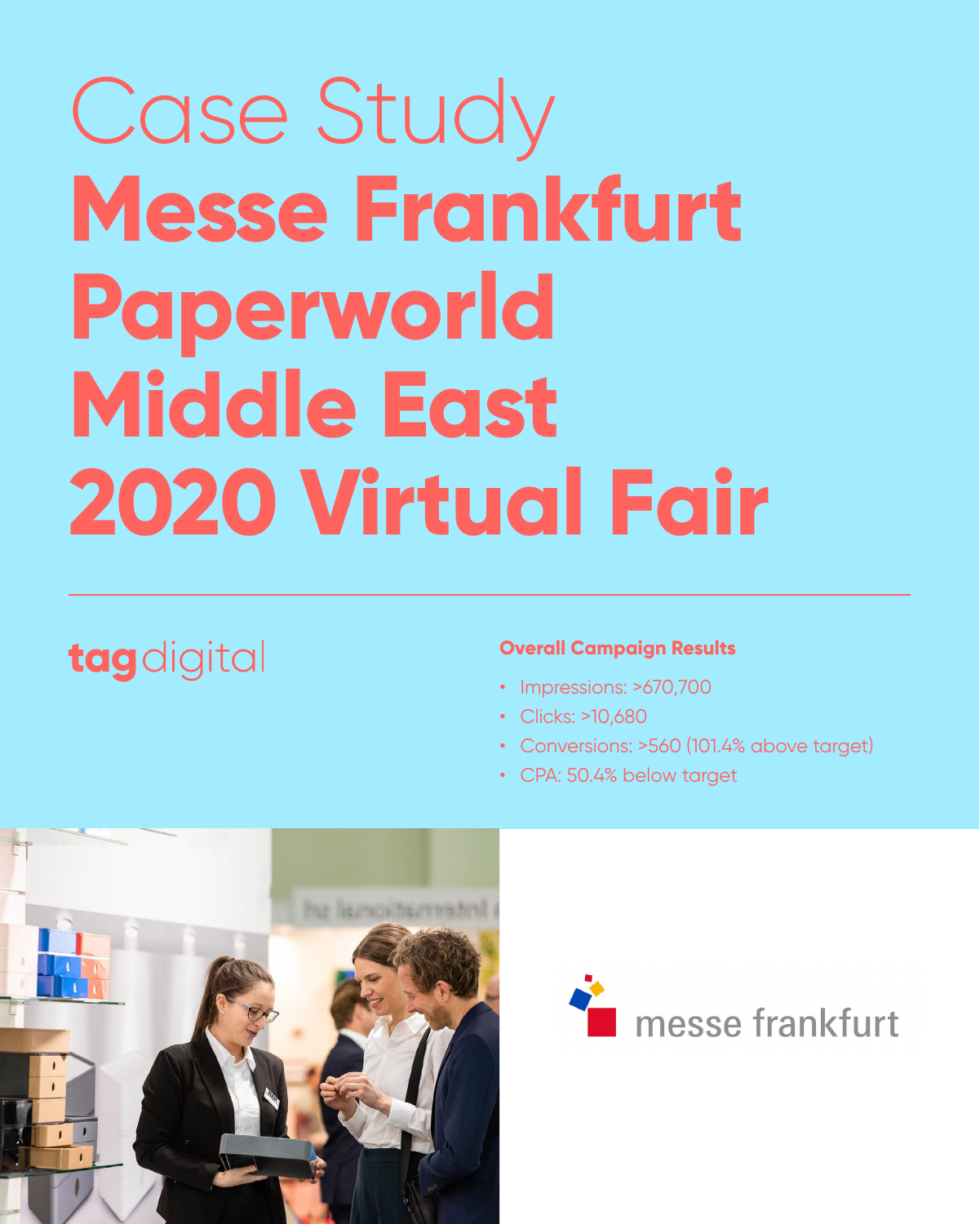# Case Study
# Messe Frankfurt Paperworld Middle East 2020 Virtual Fair

tag digital

**Overall Campaign Results**

- Impressions: >670,700
- Clicks: >10,680
- Conversions: >560 (101.4% above target)
- CPA: 50.4% below target

messe frankfurt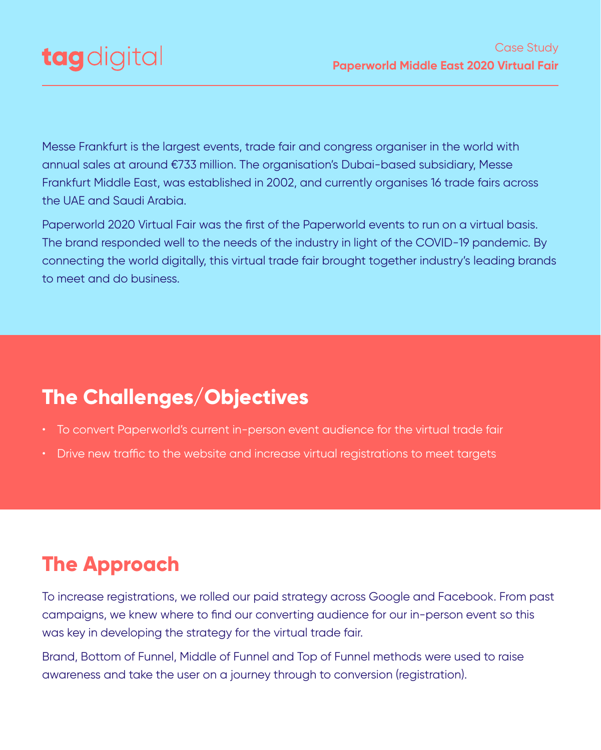Messe Frankfurt is the largest events, trade fair and congress organiser in the world with annual sales at around €733 million. The organisation's Dubai-based subsidiary, Messe Frankfurt Middle East, was established in 2002, and currently organises 16 trade fairs across the UAE and Saudi Arabia.

Paperworld 2020 Virtual Fair was the first of the Paperworld events to run on a virtual basis. The brand responded well to the needs of the industry in light of the COVID-19 pandemic. By connecting the world digitally, this virtual trade fair brought together industry's leading brands to meet and do business.

## The Challenges/Objectives

- To convert Paperworld's current in-person event audience for the virtual trade fair
- Drive new traffic to the website and increase virtual registrations to meet targets

## The Approach

To increase registrations, we rolled our paid strategy across Google and Facebook. From past campaigns, we knew where to find our converting audience for our in-person event so this was key in developing the strategy for the virtual trade fair.

Brand, Bottom of Funnel, Middle of Funnel and Top of Funnel methods were used to raise awareness and take the user on a journey through to conversion (registration).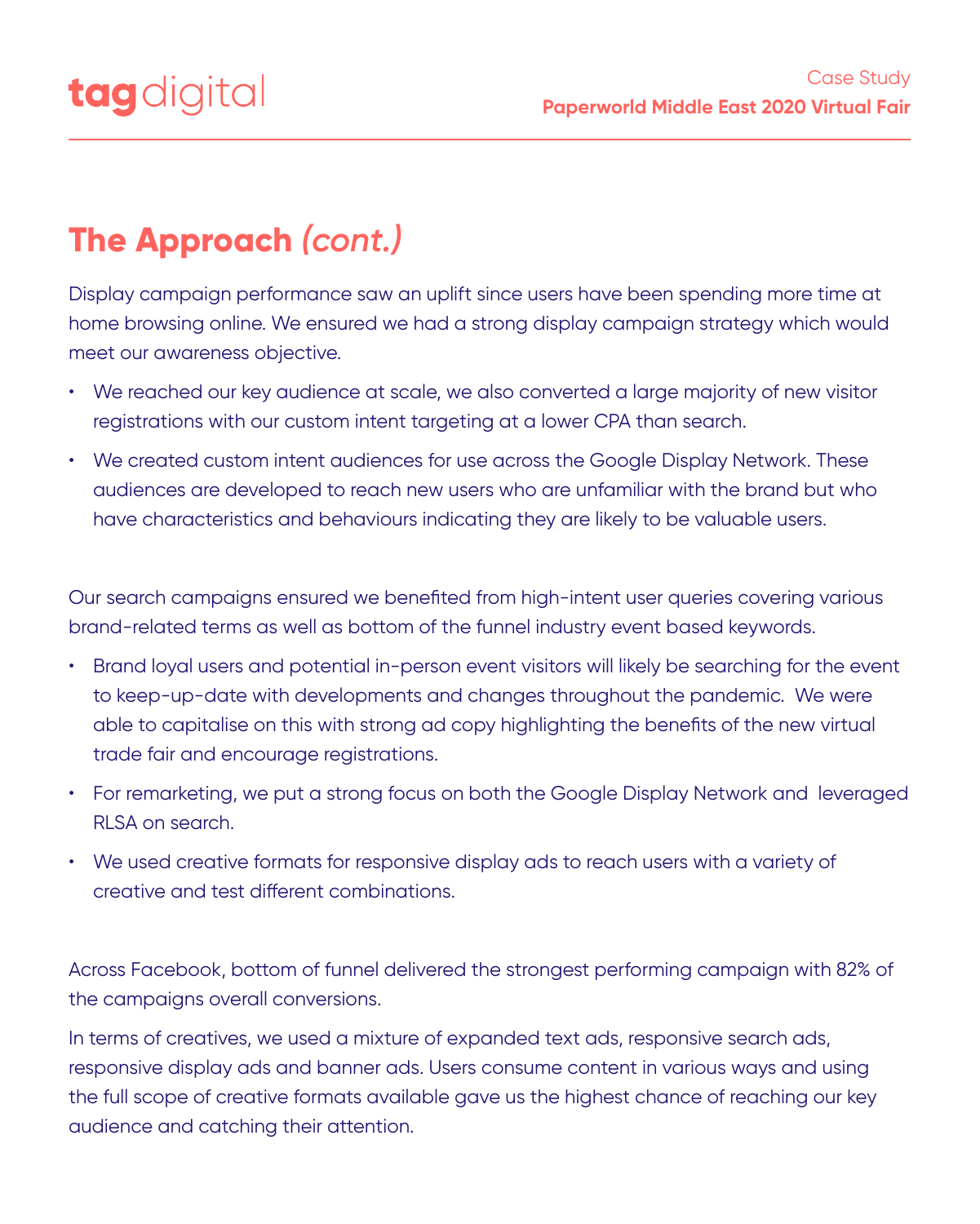## The Approach *(cont.)*

Display campaign performance saw an uplift since users have been spending more time at home browsing online. We ensured we had a strong display campaign strategy which would meet our awareness objective.

- We reached our key audience at scale, we also converted a large majority of new visitor registrations with our custom intent targeting at a lower CPA than search.
- We created custom intent audiences for use across the Google Display Network. These audiences are developed to reach new users who are unfamiliar with the brand but who have characteristics and behaviours indicating they are likely to be valuable users.

Our search campaigns ensured we benefited from high-intent user queries covering various brand-related terms as well as bottom of the funnel industry event based keywords.

- Brand loyal users and potential in-person event visitors will likely be searching for the event to keep-up-date with developments and changes throughout the pandemic. We were able to capitalise on this with strong ad copy highlighting the benefits of the new virtual trade fair and encourage registrations.
- For remarketing, we put a strong focus on both the Google Display Network and leveraged RLSA on search.
- We used creative formats for responsive display ads to reach users with a variety of creative and test different combinations.

Across Facebook, bottom of funnel delivered the strongest performing campaign with 82% of the campaigns overall conversions.

In terms of creatives, we used a mixture of expanded text ads, responsive search ads, responsive display ads and banner ads. Users consume content in various ways and using the full scope of creative formats available gave us the highest chance of reaching our key audience and catching their attention.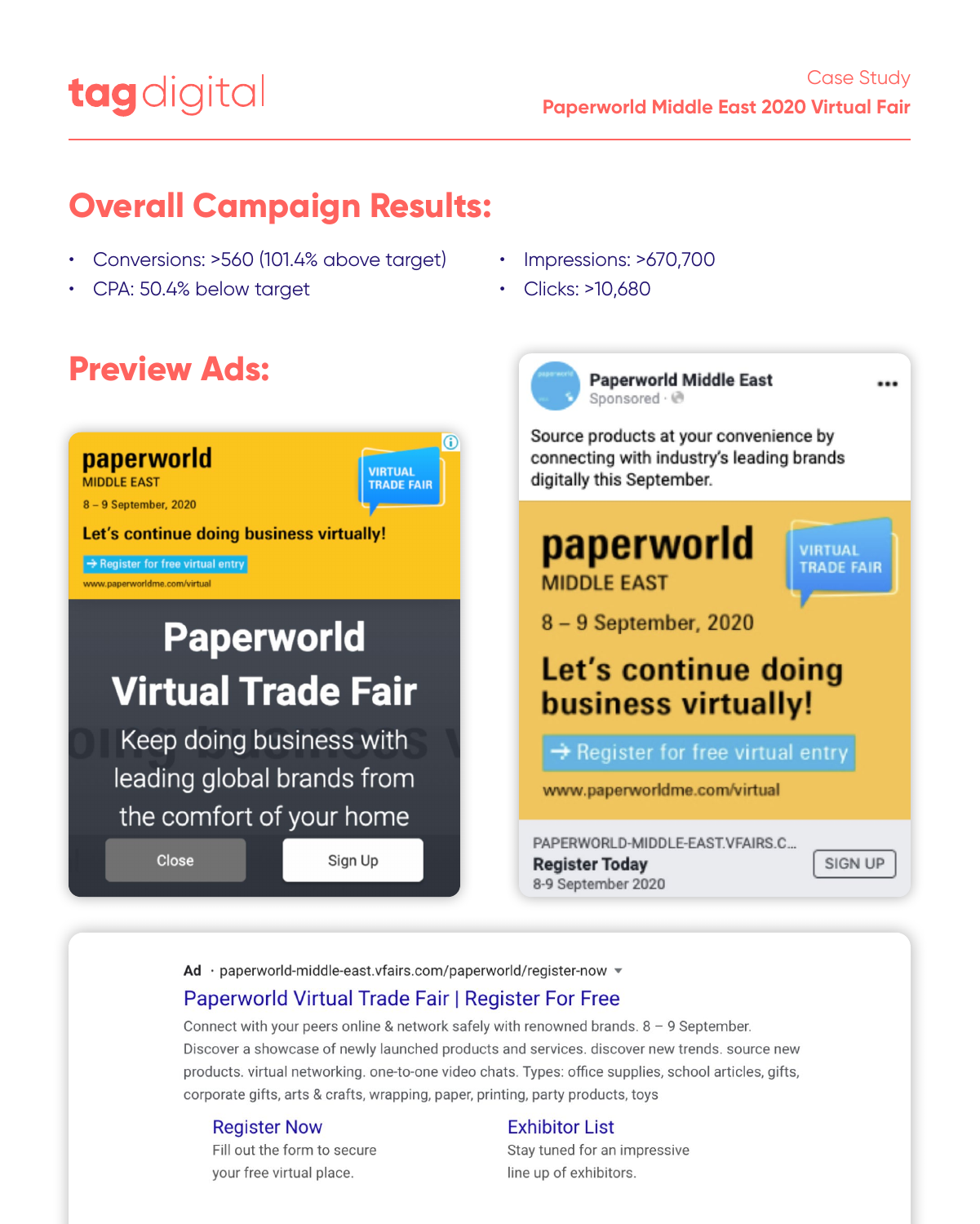## Overall Campaign Results:

- Conversions: >560 (101.4% above target)
- CPA: 50.4% below target
- Impressions: >670,700
- Clicks: >10,680

## Preview Ads:

**paperworld**
MIDDLE EAST
8 – 9 September, 2020
VIRTUAL TRADE FAIR

Let's continue doing business virtually!

→ Register for free virtual entry

www.paperworldme.com/virtual

**Paperworld Virtual Trade Fair**

Keep doing business with leading global brands from the comfort of your home

Close | Sign Up

**Paperworld Middle East**
Sponsored

Source products at your convenience by connecting with industry's leading brands digitally this September.

**paperworld**
MIDDLE EAST
VIRTUAL TRADE FAIR
8 – 9 September, 2020

Let's continue doing business virtually!

→ Register for free virtual entry

www.paperworldme.com/virtual

PAPERWORLD-MIDDLE-EAST.VFAIRS.C...
**Register Today**
8-9 September 2020
SIGN UP

**Ad** · paperworld-middle-east.vfairs.com/paperworld/register-now

Paperworld Virtual Trade Fair | Register For Free

Connect with your peers online & network safely with renowned brands. 8 – 9 September. Discover a showcase of newly launched products and services. discover new trends. source new products. virtual networking. one-to-one video chats. Types: office supplies, school articles, gifts, corporate gifts, arts & crafts, wrapping, paper, printing, party products, toys

Register Now
Fill out the form to secure your free virtual place.

Exhibitor List
Stay tuned for an impressive line up of exhibitors.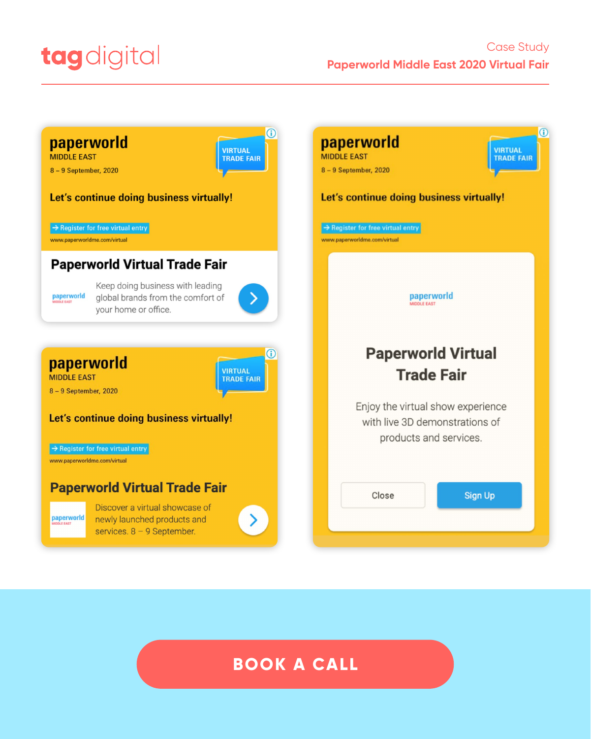tagdigital

Case Study

**Paperworld Middle East 2020 Virtual Fair**

paperworld
MIDDLE EAST
8 – 9 September, 2020

VIRTUAL TRADE FAIR

Let's continue doing business virtually!

→ Register for free virtual entry
www.paperworldme.com/virtual

**Paperworld Virtual Trade Fair**

Keep doing business with leading global brands from the comfort of your home or office.

paperworld
MIDDLE EAST
8 – 9 September, 2020

VIRTUAL TRADE FAIR

Let's continue doing business virtually!

→ Register for free virtual entry
www.paperworldme.com/virtual

**Paperworld Virtual Trade Fair**

Discover a virtual showcase of newly launched products and services. 8 – 9 September.

paperworld
MIDDLE EAST
8 – 9 September, 2020

VIRTUAL TRADE FAIR

Let's continue doing business virtually!

→ Register for free virtual entry
www.paperworldme.com/virtual

**Paperworld Virtual Trade Fair**

Enjoy the virtual show experience with live 3D demonstrations of products and services.

Close | Sign Up

**BOOK A CALL**